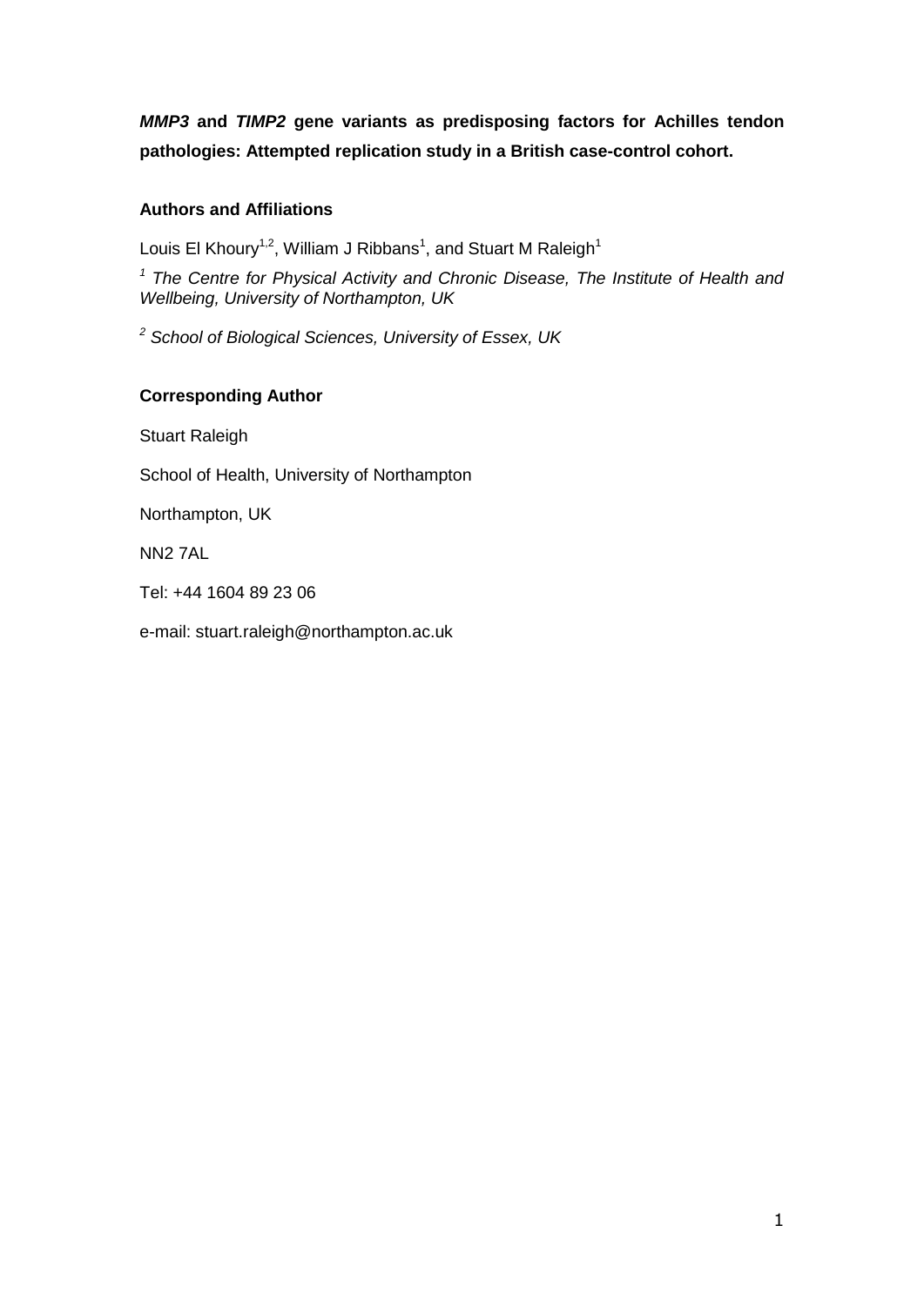# ***MMP3* and *TIMP2* gene variants as predisposing factors for Achilles tendon pathologies: Attempted replication study in a British case-control cohort.**

## **Authors and Affiliations**

Louis El Khoury[1,2], William J Ribbans[1], and Stuart M Raleigh[1]

[1] *The Centre for Physical Activity and Chronic Disease, The Institute of Health and Wellbeing, University of Northampton, UK*

[2] *School of Biological Sciences, University of Essex, UK*

## **Corresponding Author**

Stuart Raleigh

School of Health, University of Northampton

Northampton, UK

NN2 7AL

Tel: +44 1604 89 23 06

e-mail: stuart.raleigh@northampton.ac.uk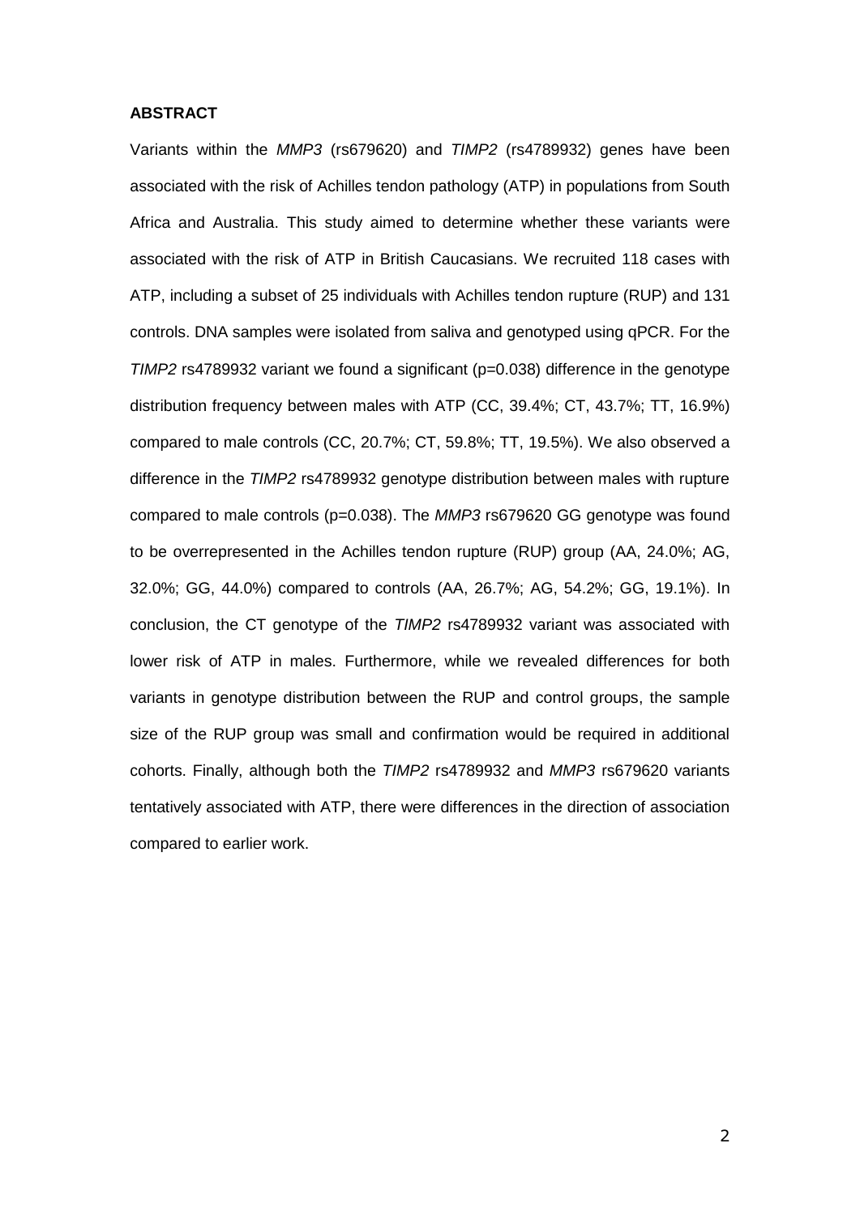**ABSTRACT**

Variants within the *MMP3* (rs679620) and *TIMP2* (rs4789932) genes have been associated with the risk of Achilles tendon pathology (ATP) in populations from South Africa and Australia. This study aimed to determine whether these variants were associated with the risk of ATP in British Caucasians. We recruited 118 cases with ATP, including a subset of 25 individuals with Achilles tendon rupture (RUP) and 131 controls. DNA samples were isolated from saliva and genotyped using qPCR. For the *TIMP2* rs4789932 variant we found a significant (p=0.038) difference in the genotype distribution frequency between males with ATP (CC, 39.4%; CT, 43.7%; TT, 16.9%) compared to male controls (CC, 20.7%; CT, 59.8%; TT, 19.5%). We also observed a difference in the *TIMP2* rs4789932 genotype distribution between males with rupture compared to male controls (p=0.038). The *MMP3* rs679620 GG genotype was found to be overrepresented in the Achilles tendon rupture (RUP) group (AA, 24.0%; AG, 32.0%; GG, 44.0%) compared to controls (AA, 26.7%; AG, 54.2%; GG, 19.1%). In conclusion, the CT genotype of the *TIMP2* rs4789932 variant was associated with lower risk of ATP in males. Furthermore, while we revealed differences for both variants in genotype distribution between the RUP and control groups, the sample size of the RUP group was small and confirmation would be required in additional cohorts. Finally, although both the *TIMP2* rs4789932 and *MMP3* rs679620 variants tentatively associated with ATP, there were differences in the direction of association compared to earlier work.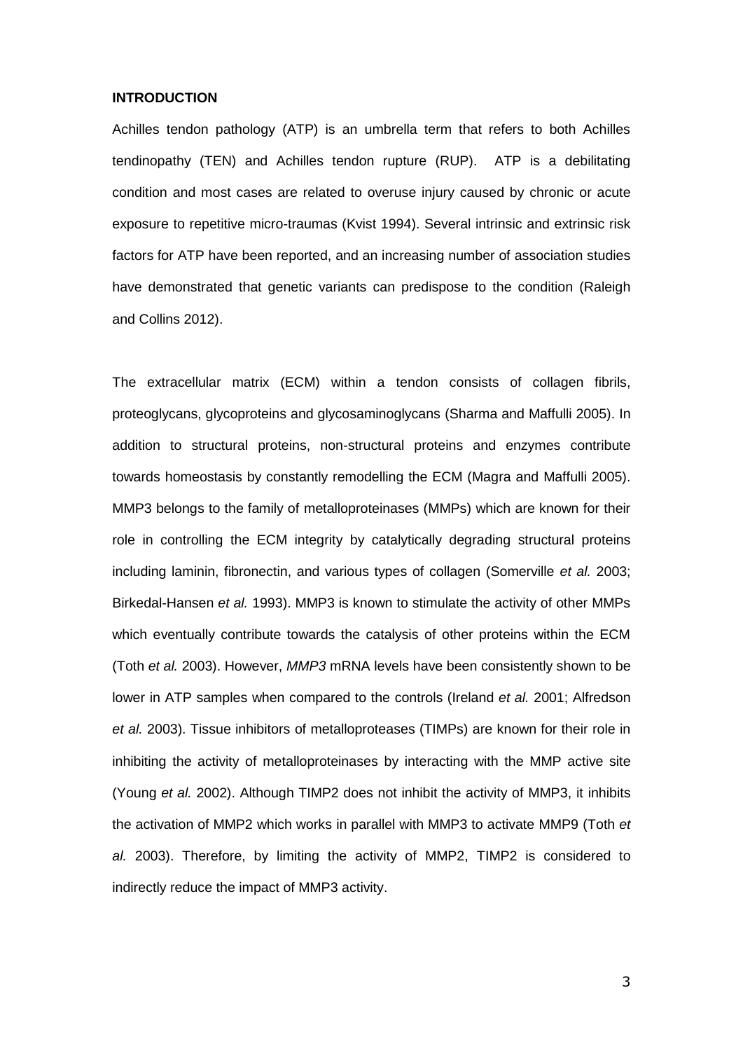**INTRODUCTION**

Achilles tendon pathology (ATP) is an umbrella term that refers to both Achilles tendinopathy (TEN) and Achilles tendon rupture (RUP). ATP is a debilitating condition and most cases are related to overuse injury caused by chronic or acute exposure to repetitive micro-traumas (Kvist 1994). Several intrinsic and extrinsic risk factors for ATP have been reported, and an increasing number of association studies have demonstrated that genetic variants can predispose to the condition (Raleigh and Collins 2012).

The extracellular matrix (ECM) within a tendon consists of collagen fibrils, proteoglycans, glycoproteins and glycosaminoglycans (Sharma and Maffulli 2005). In addition to structural proteins, non-structural proteins and enzymes contribute towards homeostasis by constantly remodelling the ECM (Magra and Maffulli 2005). MMP3 belongs to the family of metalloproteinases (MMPs) which are known for their role in controlling the ECM integrity by catalytically degrading structural proteins including laminin, fibronectin, and various types of collagen (Somerville *et al.* 2003; Birkedal-Hansen *et al.* 1993). MMP3 is known to stimulate the activity of other MMPs which eventually contribute towards the catalysis of other proteins within the ECM (Toth *et al.* 2003). However, *MMP3* mRNA levels have been consistently shown to be lower in ATP samples when compared to the controls (Ireland *et al.* 2001; Alfredson *et al.* 2003). Tissue inhibitors of metalloproteases (TIMPs) are known for their role in inhibiting the activity of metalloproteinases by interacting with the MMP active site (Young *et al.* 2002). Although TIMP2 does not inhibit the activity of MMP3, it inhibits the activation of MMP2 which works in parallel with MMP3 to activate MMP9 (Toth *et al.* 2003). Therefore, by limiting the activity of MMP2, TIMP2 is considered to indirectly reduce the impact of MMP3 activity.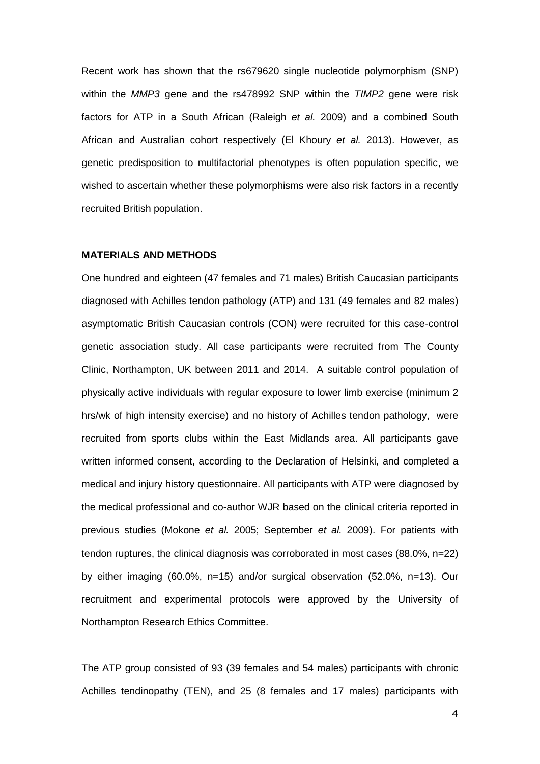Recent work has shown that the rs679620 single nucleotide polymorphism (SNP) within the *MMP3* gene and the rs4789932 SNP within the *TIMP2* gene were risk factors for ATP in a South African (Raleigh *et al.* 2009) and a combined South African and Australian cohort respectively (El Khoury *et al.* 2013). However, as genetic predisposition to multifactorial phenotypes is often population specific, we wished to ascertain whether these polymorphisms were also risk factors in a recently recruited British population.

## MATERIALS AND METHODS

One hundred and eighteen (47 females and 71 males) British Caucasian participants diagnosed with Achilles tendon pathology (ATP) and 131 (49 females and 82 males) asymptomatic British Caucasian controls (CON) were recruited for this case-control genetic association study. All case participants were recruited from The County Clinic, Northampton, UK between 2011 and 2014. A suitable control population of physically active individuals with regular exposure to lower limb exercise (minimum 2 hrs/wk of high intensity exercise) and no history of Achilles tendon pathology, were recruited from sports clubs within the East Midlands area. All participants gave written informed consent, according to the Declaration of Helsinki, and completed a medical and injury history questionnaire. All participants with ATP were diagnosed by the medical professional and co-author WJR based on the clinical criteria reported in previous studies (Mokone *et al.* 2005; September *et al.* 2009). For patients with tendon ruptures, the clinical diagnosis was corroborated in most cases (88.0%, n=22) by either imaging (60.0%, n=15) and/or surgical observation (52.0%, n=13). Our recruitment and experimental protocols were approved by the University of Northampton Research Ethics Committee.

The ATP group consisted of 93 (39 females and 54 males) participants with chronic Achilles tendinopathy (TEN), and 25 (8 females and 17 males) participants with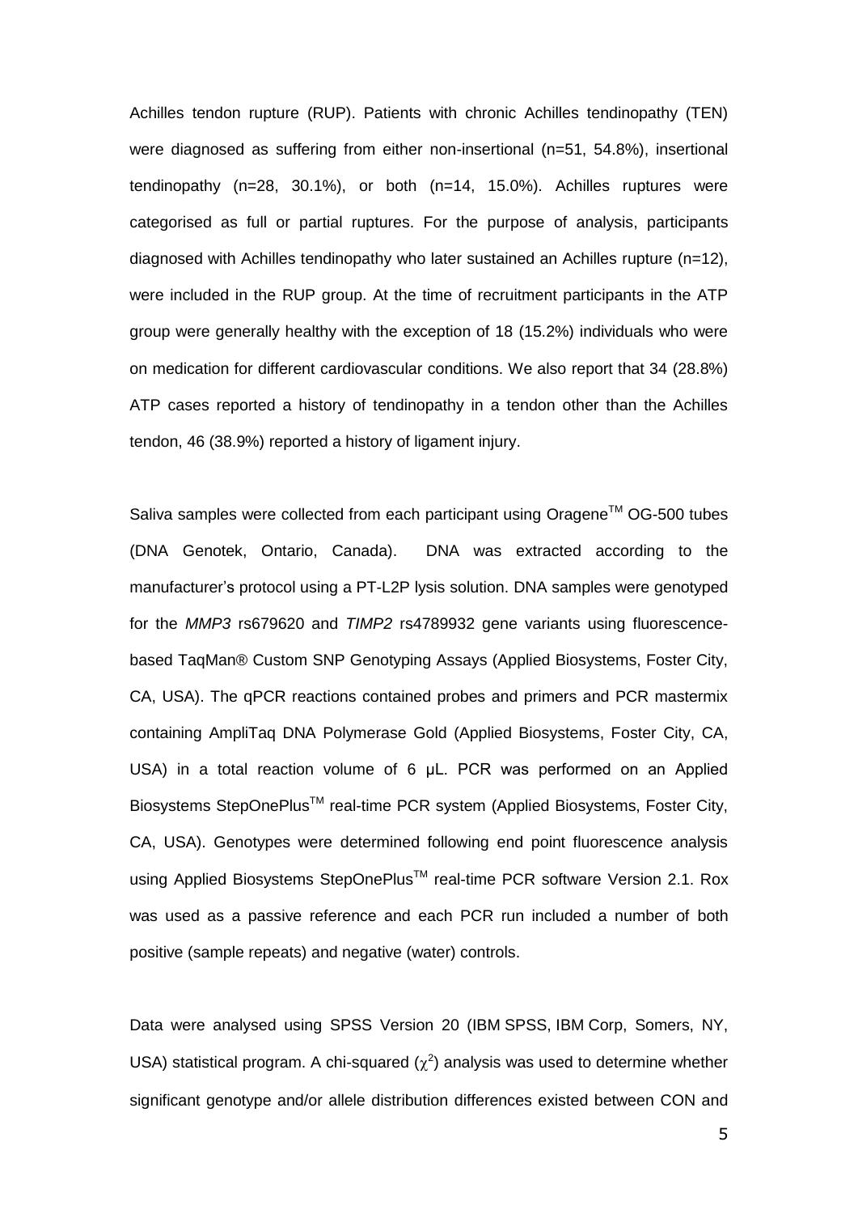Achilles tendon rupture (RUP). Patients with chronic Achilles tendinopathy (TEN) were diagnosed as suffering from either non-insertional (n=51, 54.8%), insertional tendinopathy (n=28, 30.1%), or both (n=14, 15.0%). Achilles ruptures were categorised as full or partial ruptures. For the purpose of analysis, participants diagnosed with Achilles tendinopathy who later sustained an Achilles rupture (n=12), were included in the RUP group. At the time of recruitment participants in the ATP group were generally healthy with the exception of 18 (15.2%) individuals who were on medication for different cardiovascular conditions. We also report that 34 (28.8%) ATP cases reported a history of tendinopathy in a tendon other than the Achilles tendon, 46 (38.9%) reported a history of ligament injury.

Saliva samples were collected from each participant using Oragene™ OG-500 tubes (DNA Genotek, Ontario, Canada). DNA was extracted according to the manufacturer's protocol using a PT-L2P lysis solution. DNA samples were genotyped for the *MMP3* rs679620 and *TIMP2* rs4789932 gene variants using fluorescence-based TaqMan® Custom SNP Genotyping Assays (Applied Biosystems, Foster City, CA, USA). The qPCR reactions contained probes and primers and PCR mastermix containing AmpliTaq DNA Polymerase Gold (Applied Biosystems, Foster City, CA, USA) in a total reaction volume of 6 µL. PCR was performed on an Applied Biosystems StepOnePlus™ real-time PCR system (Applied Biosystems, Foster City, CA, USA). Genotypes were determined following end point fluorescence analysis using Applied Biosystems StepOnePlus™ real-time PCR software Version 2.1. Rox was used as a passive reference and each PCR run included a number of both positive (sample repeats) and negative (water) controls.

Data were analysed using SPSS Version 20 (IBM SPSS, IBM Corp, Somers, NY, USA) statistical program. A chi-squared ($\chi^2$) analysis was used to determine whether significant genotype and/or allele distribution differences existed between CON and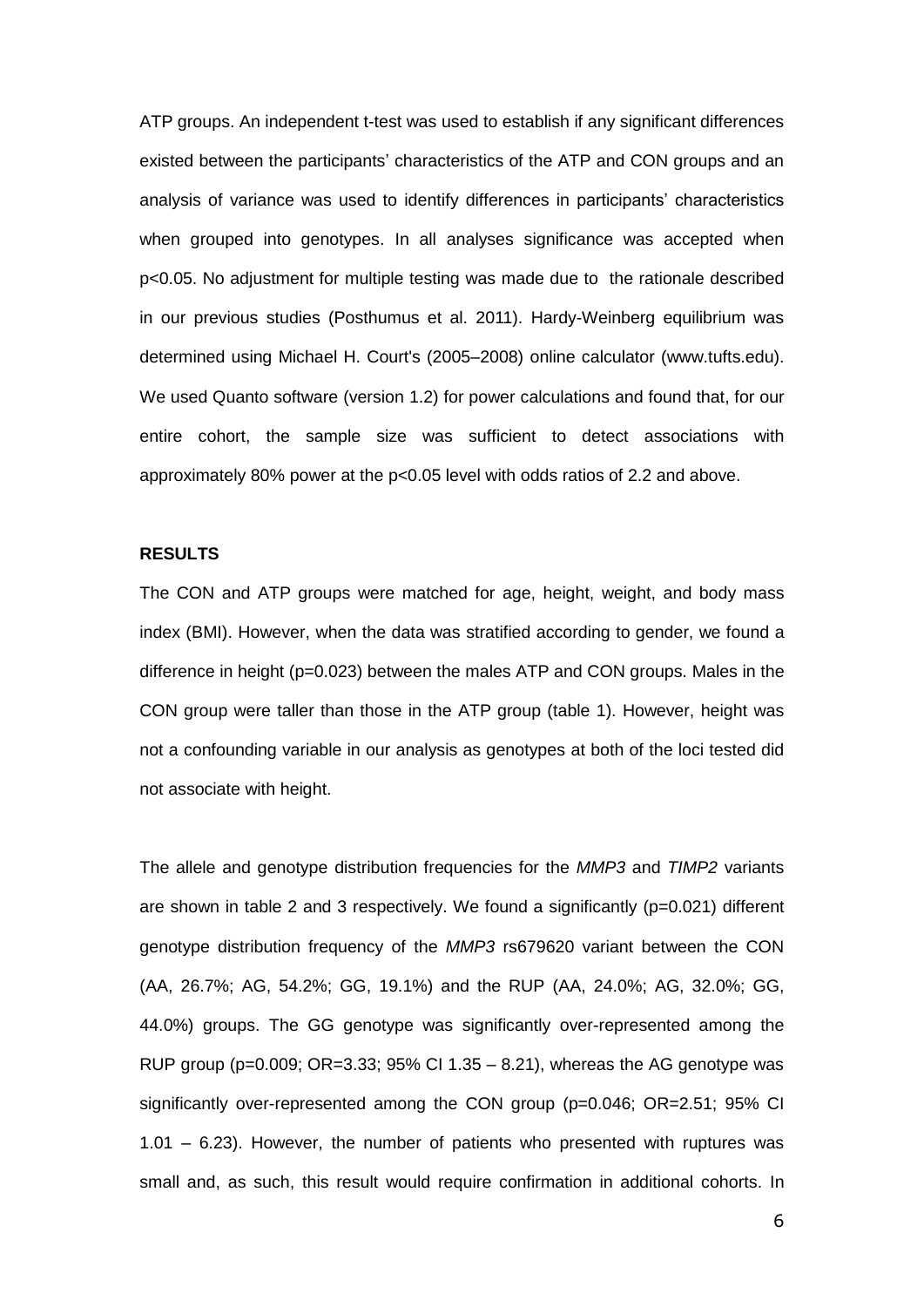ATP groups. An independent t-test was used to establish if any significant differences existed between the participants' characteristics of the ATP and CON groups and an analysis of variance was used to identify differences in participants' characteristics when grouped into genotypes. In all analyses significance was accepted when $p<0.05$. No adjustment for multiple testing was made due to the rationale described in our previous studies (Posthumus et al. 2011). Hardy-Weinberg equilibrium was determined using Michael H. Court's (2005–2008) online calculator (www.tufts.edu). We used Quanto software (version 1.2) for power calculations and found that, for our entire cohort, the sample size was sufficient to detect associations with approximately 80% power at the $p<0.05$ level with odds ratios of 2.2 and above.

**RESULTS**

The CON and ATP groups were matched for age, height, weight, and body mass index (BMI). However, when the data was stratified according to gender, we found a difference in height ($p=0.023$) between the males ATP and CON groups. Males in the CON group were taller than those in the ATP group (table 1). However, height was not a confounding variable in our analysis as genotypes at both of the loci tested did not associate with height.

The allele and genotype distribution frequencies for the *MMP3* and *TIMP2* variants are shown in table 2 and 3 respectively. We found a significantly ($p=0.021$) different genotype distribution frequency of the *MMP3* rs679620 variant between the CON (AA, 26.7%; AG, 54.2%; GG, 19.1%) and the RUP (AA, 24.0%; AG, 32.0%; GG, 44.0%) groups. The GG genotype was significantly over-represented among the RUP group ($p=0.009$; OR=3.33; 95% CI 1.35 – 8.21), whereas the AG genotype was significantly over-represented among the CON group ($p=0.046$; OR=2.51; 95% CI 1.01 – 6.23). However, the number of patients who presented with ruptures was small and, as such, this result would require confirmation in additional cohorts. In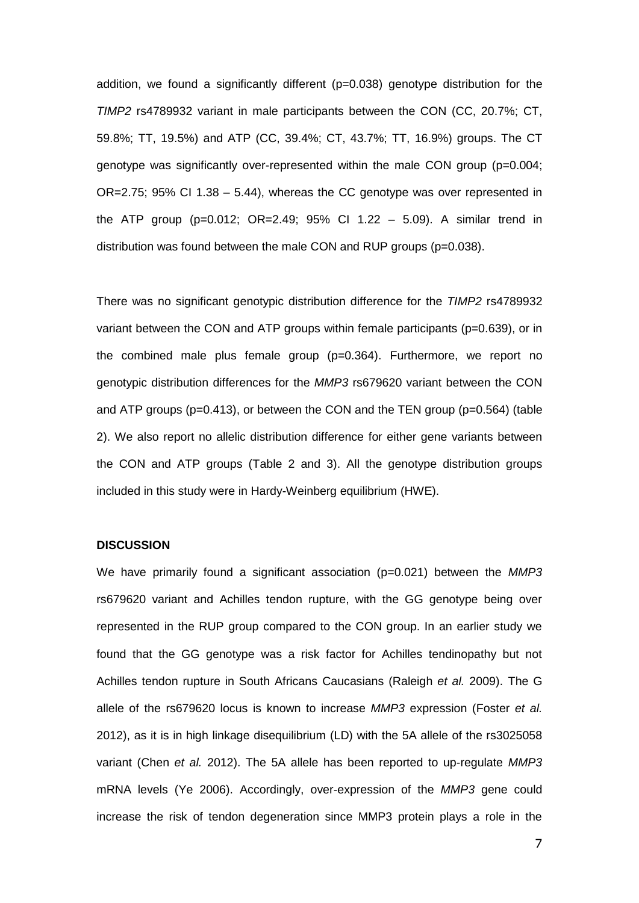addition, we found a significantly different (p=0.038) genotype distribution for the *TIMP2* rs4789932 variant in male participants between the CON (CC, 20.7%; CT, 59.8%; TT, 19.5%) and ATP (CC, 39.4%; CT, 43.7%; TT, 16.9%) groups. The CT genotype was significantly over-represented within the male CON group (p=0.004; OR=2.75; 95% CI 1.38 – 5.44), whereas the CC genotype was over represented in the ATP group (p=0.012; OR=2.49; 95% CI 1.22 – 5.09). A similar trend in distribution was found between the male CON and RUP groups (p=0.038).

There was no significant genotypic distribution difference for the *TIMP2* rs4789932 variant between the CON and ATP groups within female participants (p=0.639), or in the combined male plus female group (p=0.364). Furthermore, we report no genotypic distribution differences for the *MMP3* rs679620 variant between the CON and ATP groups (p=0.413), or between the CON and the TEN group (p=0.564) (table 2). We also report no allelic distribution difference for either gene variants between the CON and ATP groups (Table 2 and 3). All the genotype distribution groups included in this study were in Hardy-Weinberg equilibrium (HWE).

**DISCUSSION**

We have primarily found a significant association (p=0.021) between the *MMP3* rs679620 variant and Achilles tendon rupture, with the GG genotype being over represented in the RUP group compared to the CON group. In an earlier study we found that the GG genotype was a risk factor for Achilles tendinopathy but not Achilles tendon rupture in South Africans Caucasians (Raleigh *et al.* 2009). The G allele of the rs679620 locus is known to increase *MMP3* expression (Foster *et al.* 2012), as it is in high linkage disequilibrium (LD) with the 5A allele of the rs3025058 variant (Chen *et al.* 2012). The 5A allele has been reported to up-regulate *MMP3* mRNA levels (Ye 2006). Accordingly, over-expression of the *MMP3* gene could increase the risk of tendon degeneration since MMP3 protein plays a role in the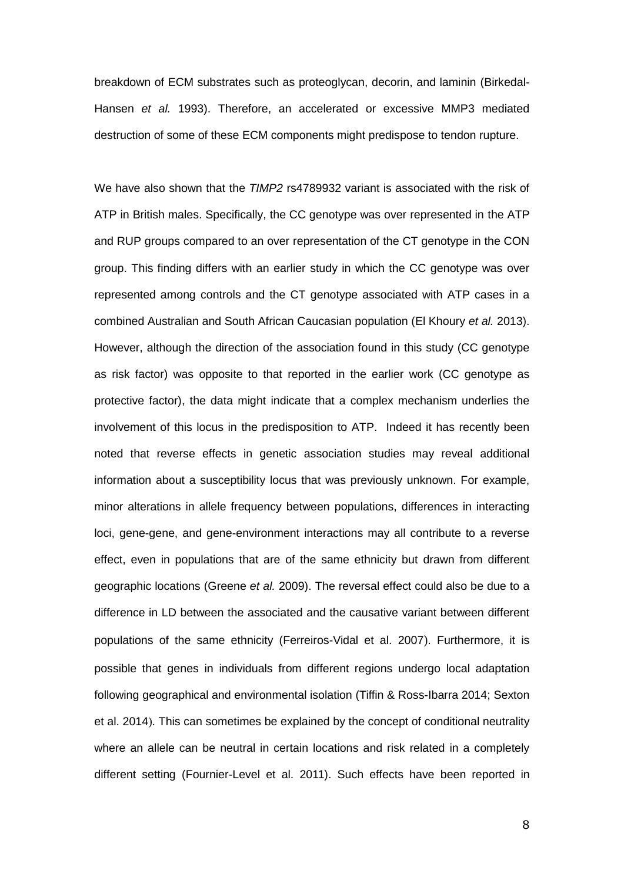breakdown of ECM substrates such as proteoglycan, decorin, and laminin (Birkedal-Hansen *et al.* 1993). Therefore, an accelerated or excessive MMP3 mediated destruction of some of these ECM components might predispose to tendon rupture.

We have also shown that the *TIMP2* rs4789932 variant is associated with the risk of ATP in British males. Specifically, the CC genotype was over represented in the ATP and RUP groups compared to an over representation of the CT genotype in the CON group. This finding differs with an earlier study in which the CC genotype was over represented among controls and the CT genotype associated with ATP cases in a combined Australian and South African Caucasian population (El Khoury *et al.* 2013). However, although the direction of the association found in this study (CC genotype as risk factor) was opposite to that reported in the earlier work (CC genotype as protective factor), the data might indicate that a complex mechanism underlies the involvement of this locus in the predisposition to ATP. Indeed it has recently been noted that reverse effects in genetic association studies may reveal additional information about a susceptibility locus that was previously unknown. For example, minor alterations in allele frequency between populations, differences in interacting loci, gene-gene, and gene-environment interactions may all contribute to a reverse effect, even in populations that are of the same ethnicity but drawn from different geographic locations (Greene *et al.* 2009). The reversal effect could also be due to a difference in LD between the associated and the causative variant between different populations of the same ethnicity (Ferreiros-Vidal et al. 2007). Furthermore, it is possible that genes in individuals from different regions undergo local adaptation following geographical and environmental isolation (Tiffin & Ross-Ibarra 2014; Sexton et al. 2014). This can sometimes be explained by the concept of conditional neutrality where an allele can be neutral in certain locations and risk related in a completely different setting (Fournier-Level et al. 2011). Such effects have been reported in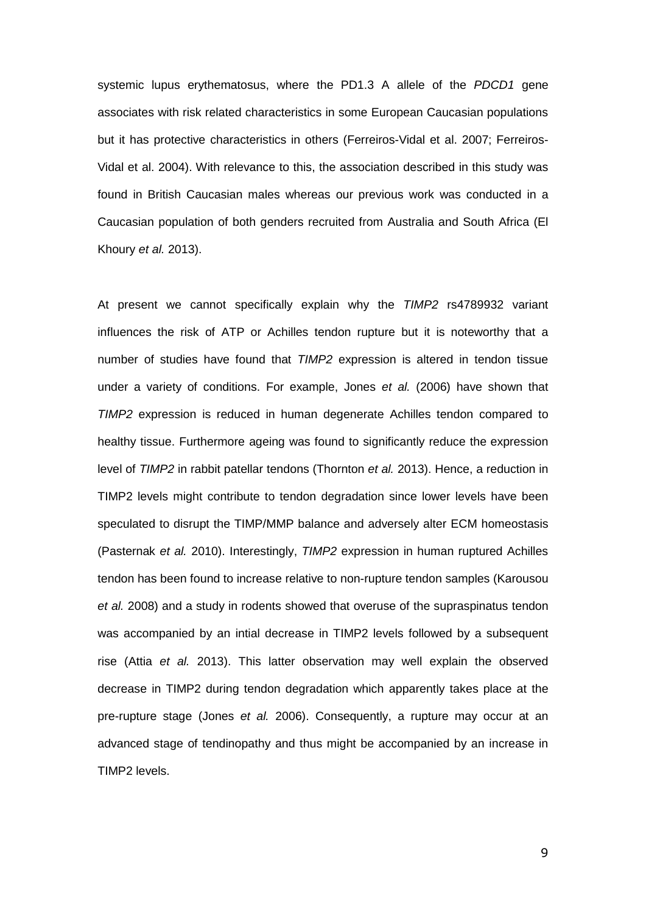systemic lupus erythematosus, where the PD1.3 A allele of the *PDCD1* gene associates with risk related characteristics in some European Caucasian populations but it has protective characteristics in others (Ferreiros-Vidal et al. 2007; Ferreiros-Vidal et al. 2004). With relevance to this, the association described in this study was found in British Caucasian males whereas our previous work was conducted in a Caucasian population of both genders recruited from Australia and South Africa (El Khoury *et al.* 2013).

At present we cannot specifically explain why the *TIMP2* rs4789932 variant influences the risk of ATP or Achilles tendon rupture but it is noteworthy that a number of studies have found that *TIMP2* expression is altered in tendon tissue under a variety of conditions. For example, Jones *et al.* (2006) have shown that *TIMP2* expression is reduced in human degenerate Achilles tendon compared to healthy tissue. Furthermore ageing was found to significantly reduce the expression level of *TIMP2* in rabbit patellar tendons (Thornton *et al.* 2013). Hence, a reduction in TIMP2 levels might contribute to tendon degradation since lower levels have been speculated to disrupt the TIMP/MMP balance and adversely alter ECM homeostasis (Pasternak *et al.* 2010). Interestingly, *TIMP2* expression in human ruptured Achilles tendon has been found to increase relative to non-rupture tendon samples (Karousou *et al.* 2008) and a study in rodents showed that overuse of the supraspinatus tendon was accompanied by an intial decrease in TIMP2 levels followed by a subsequent rise (Attia *et al.* 2013). This latter observation may well explain the observed decrease in TIMP2 during tendon degradation which apparently takes place at the pre-rupture stage (Jones *et al.* 2006). Consequently, a rupture may occur at an advanced stage of tendinopathy and thus might be accompanied by an increase in TIMP2 levels.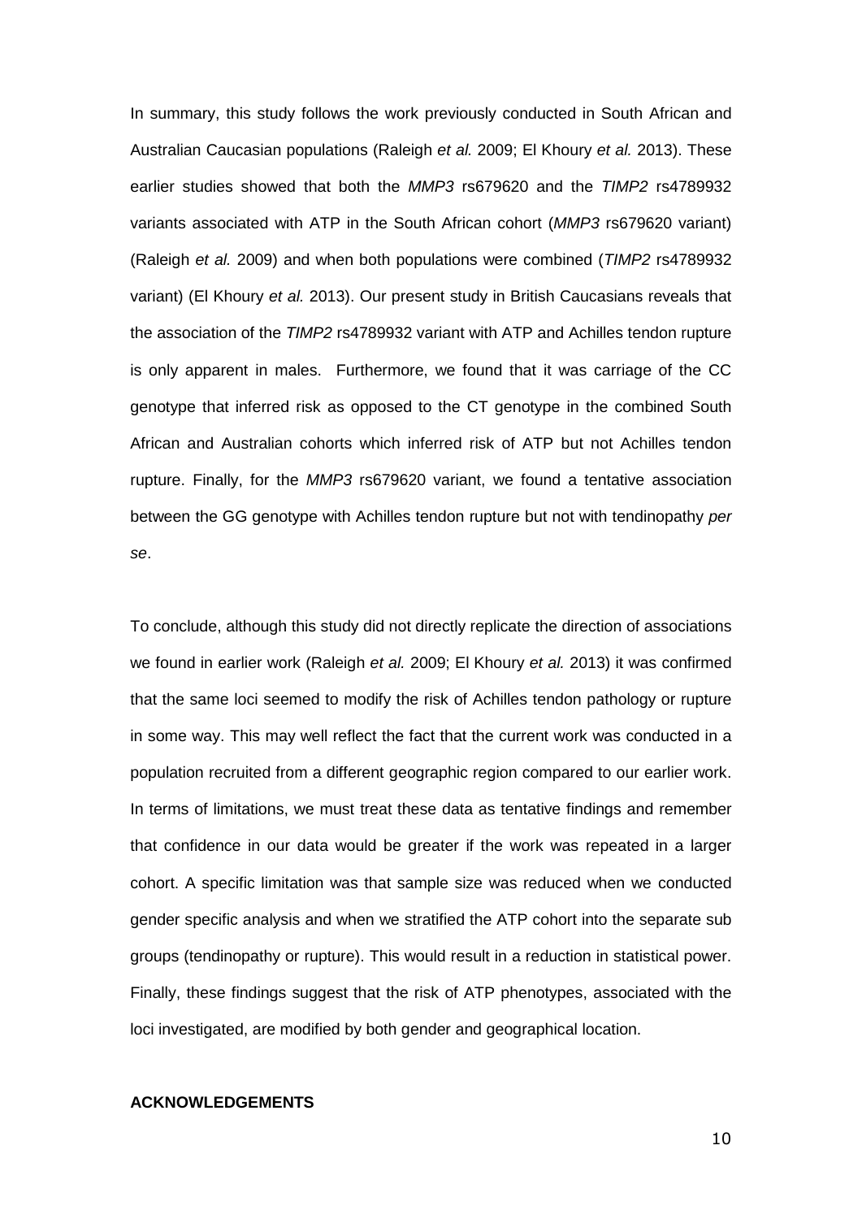In summary, this study follows the work previously conducted in South African and Australian Caucasian populations (Raleigh *et al.* 2009; El Khoury *et al.* 2013). These earlier studies showed that both the *MMP3* rs679620 and the *TIMP2* rs4789932 variants associated with ATP in the South African cohort (*MMP3* rs679620 variant) (Raleigh *et al.* 2009) and when both populations were combined (*TIMP2* rs4789932 variant) (El Khoury *et al.* 2013). Our present study in British Caucasians reveals that the association of the *TIMP2* rs4789932 variant with ATP and Achilles tendon rupture is only apparent in males. Furthermore, we found that it was carriage of the CC genotype that inferred risk as opposed to the CT genotype in the combined South African and Australian cohorts which inferred risk of ATP but not Achilles tendon rupture. Finally, for the *MMP3* rs679620 variant, we found a tentative association between the GG genotype with Achilles tendon rupture but not with tendinopathy *per se*.

To conclude, although this study did not directly replicate the direction of associations we found in earlier work (Raleigh *et al.* 2009; El Khoury *et al.* 2013) it was confirmed that the same loci seemed to modify the risk of Achilles tendon pathology or rupture in some way. This may well reflect the fact that the current work was conducted in a population recruited from a different geographic region compared to our earlier work. In terms of limitations, we must treat these data as tentative findings and remember that confidence in our data would be greater if the work was repeated in a larger cohort. A specific limitation was that sample size was reduced when we conducted gender specific analysis and when we stratified the ATP cohort into the separate sub groups (tendinopathy or rupture). This would result in a reduction in statistical power. Finally, these findings suggest that the risk of ATP phenotypes, associated with the loci investigated, are modified by both gender and geographical location.

**ACKNOWLEDGEMENTS**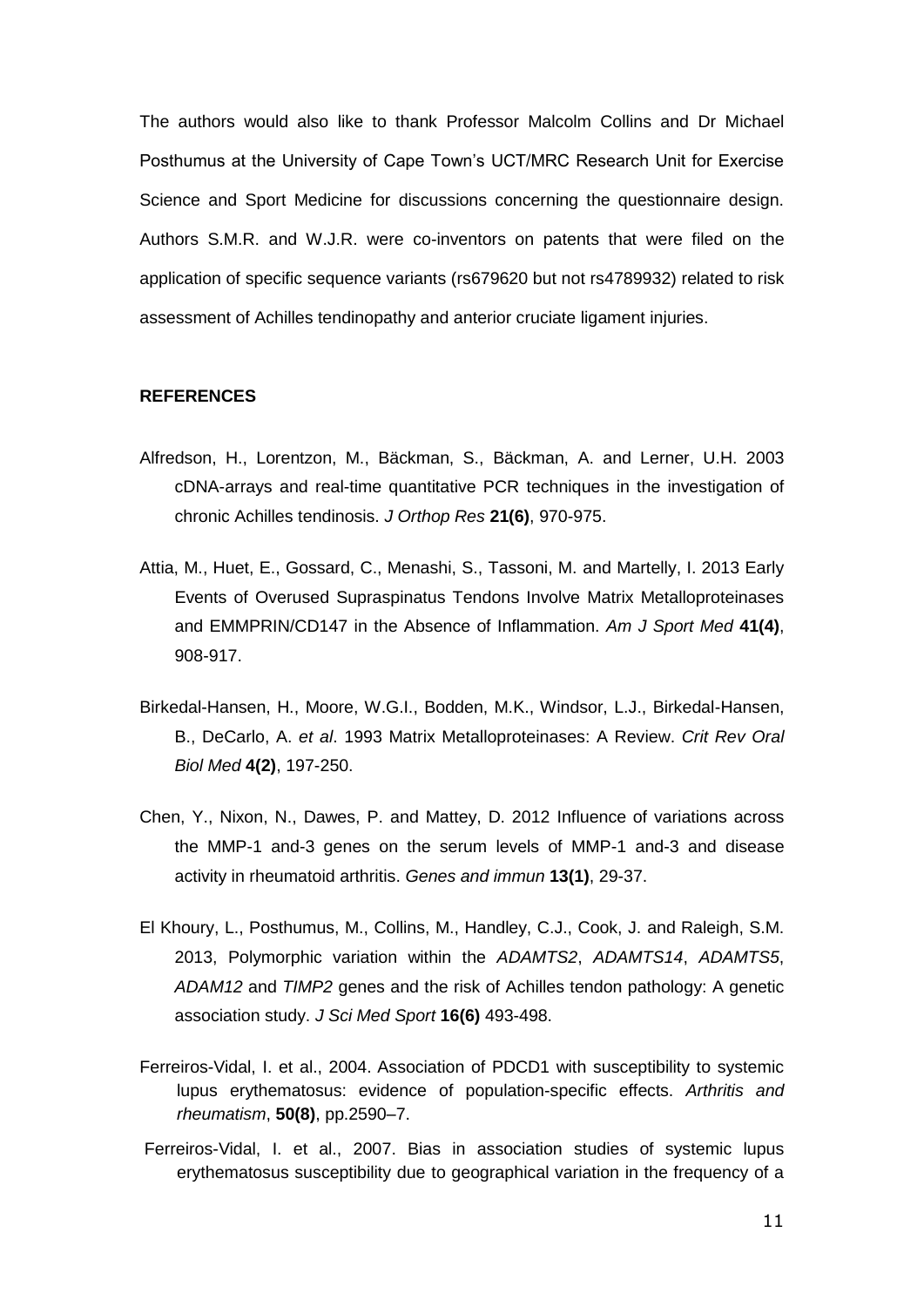The authors would also like to thank Professor Malcolm Collins and Dr Michael Posthumus at the University of Cape Town's UCT/MRC Research Unit for Exercise Science and Sport Medicine for discussions concerning the questionnaire design. Authors S.M.R. and W.J.R. were co-inventors on patents that were filed on the application of specific sequence variants (rs679620 but not rs4789932) related to risk assessment of Achilles tendinopathy and anterior cruciate ligament injuries.

## REFERENCES

Alfredson, H., Lorentzon, M., Bäckman, S., Bäckman, A. and Lerner, U.H. 2003 cDNA-arrays and real-time quantitative PCR techniques in the investigation of chronic Achilles tendinosis. *J Orthop Res* **21(6)**, 970-975.

Attia, M., Huet, E., Gossard, C., Menashi, S., Tassoni, M. and Martelly, I. 2013 Early Events of Overused Supraspinatus Tendons Involve Matrix Metalloproteinases and EMMPRIN/CD147 in the Absence of Inflammation. *Am J Sport Med* **41(4)**, 908-917.

Birkedal-Hansen, H., Moore, W.G.I., Bodden, M.K., Windsor, L.J., Birkedal-Hansen, B., DeCarlo, A. *et al*. 1993 Matrix Metalloproteinases: A Review. *Crit Rev Oral Biol Med* **4(2)**, 197-250.

Chen, Y., Nixon, N., Dawes, P. and Mattey, D. 2012 Influence of variations across the MMP-1 and-3 genes on the serum levels of MMP-1 and-3 and disease activity in rheumatoid arthritis. *Genes and immun* **13(1)**, 29-37.

El Khoury, L., Posthumus, M., Collins, M., Handley, C.J., Cook, J. and Raleigh, S.M. 2013, Polymorphic variation within the *ADAMTS2*, *ADAMTS14*, *ADAMTS5*, *ADAM12* and *TIMP2* genes and the risk of Achilles tendon pathology: A genetic association study. *J Sci Med Sport* **16(6)** 493-498.

Ferreiros-Vidal, I. et al., 2004. Association of PDCD1 with susceptibility to systemic lupus erythematosus: evidence of population-specific effects. *Arthritis and rheumatism*, **50(8)**, pp.2590–7.

Ferreiros-Vidal, I. et al., 2007. Bias in association studies of systemic lupus erythematosus susceptibility due to geographical variation in the frequency of a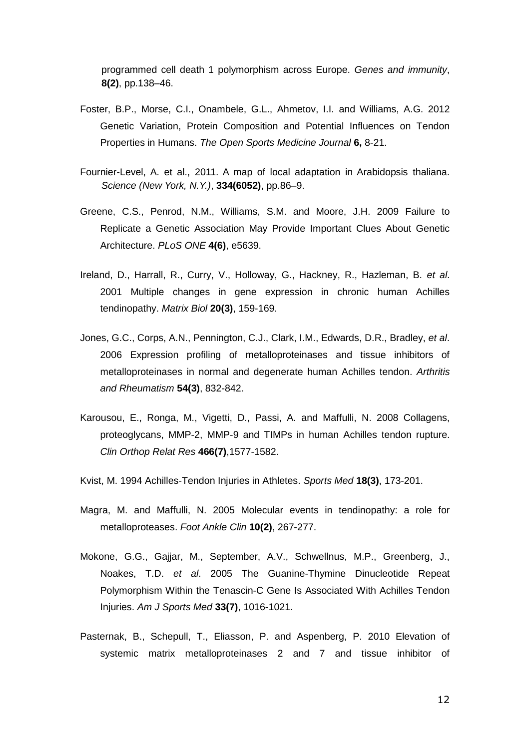programmed cell death 1 polymorphism across Europe. *Genes and immunity*, **8(2)**, pp.138–46.

Foster, B.P., Morse, C.I., Onambele, G.L., Ahmetov, I.I. and Williams, A.G. 2012 Genetic Variation, Protein Composition and Potential Influences on Tendon Properties in Humans. *The Open Sports Medicine Journal* **6,** 8-21.

Fournier-Level, A. et al., 2011. A map of local adaptation in Arabidopsis thaliana. *Science (New York, N.Y.)*, **334(6052)**, pp.86–9.

Greene, C.S., Penrod, N.M., Williams, S.M. and Moore, J.H. 2009 Failure to Replicate a Genetic Association May Provide Important Clues About Genetic Architecture. *PLoS ONE* **4(6)**, e5639.

Ireland, D., Harrall, R., Curry, V., Holloway, G., Hackney, R., Hazleman, B. *et al*. 2001 Multiple changes in gene expression in chronic human Achilles tendinopathy. *Matrix Biol* **20(3)**, 159-169.

Jones, G.C., Corps, A.N., Pennington, C.J., Clark, I.M., Edwards, D.R., Bradley, *et al*. 2006 Expression profiling of metalloproteinases and tissue inhibitors of metalloproteinases in normal and degenerate human Achilles tendon. *Arthritis and Rheumatism* **54(3)**, 832-842.

Karousou, E., Ronga, M., Vigetti, D., Passi, A. and Maffulli, N. 2008 Collagens, proteoglycans, MMP-2, MMP-9 and TIMPs in human Achilles tendon rupture. *Clin Orthop Relat Res* **466(7)**,1577-1582.

Kvist, M. 1994 Achilles-Tendon Injuries in Athletes. *Sports Med* **18(3)**, 173-201.

Magra, M. and Maffulli, N. 2005 Molecular events in tendinopathy: a role for metalloproteases. *Foot Ankle Clin* **10(2)**, 267-277.

Mokone, G.G., Gajjar, M., September, A.V., Schwellnus, M.P., Greenberg, J., Noakes, T.D. *et al*. 2005 The Guanine-Thymine Dinucleotide Repeat Polymorphism Within the Tenascin-C Gene Is Associated With Achilles Tendon Injuries. *Am J Sports Med* **33(7)**, 1016-1021.

Pasternak, B., Schepull, T., Eliasson, P. and Aspenberg, P. 2010 Elevation of systemic matrix metalloproteinases 2 and 7 and tissue inhibitor of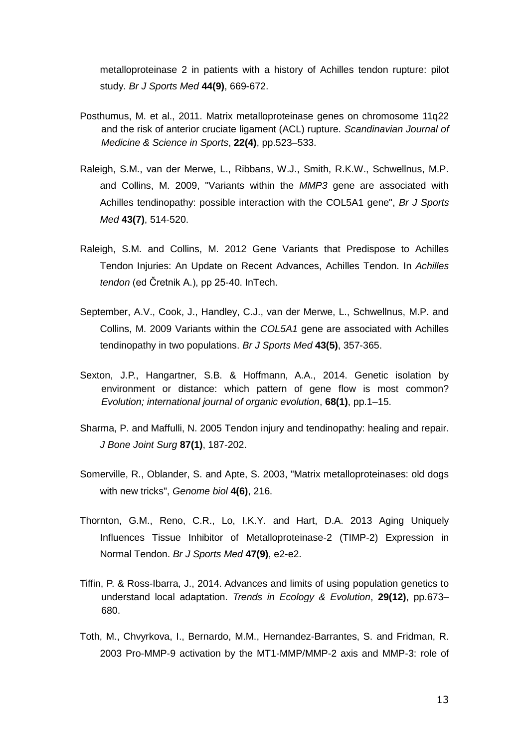metalloproteinase 2 in patients with a history of Achilles tendon rupture: pilot study. *Br J Sports Med* **44(9)**, 669-672.

Posthumus, M. et al., 2011. Matrix metalloproteinase genes on chromosome 11q22 and the risk of anterior cruciate ligament (ACL) rupture. *Scandinavian Journal of Medicine & Science in Sports*, **22(4)**, pp.523–533.

Raleigh, S.M., van der Merwe, L., Ribbans, W.J., Smith, R.K.W., Schwellnus, M.P. and Collins, M. 2009, "Variants within the *MMP3* gene are associated with Achilles tendinopathy: possible interaction with the COL5A1 gene", *Br J Sports Med* **43(7)**, 514-520.

Raleigh, S.M. and Collins, M. 2012 Gene Variants that Predispose to Achilles Tendon Injuries: An Update on Recent Advances, Achilles Tendon. In *Achilles tendon* (ed Čretnik A.), pp 25-40. InTech.

September, A.V., Cook, J., Handley, C.J., van der Merwe, L., Schwellnus, M.P. and Collins, M. 2009 Variants within the *COL5A1* gene are associated with Achilles tendinopathy in two populations. *Br J Sports Med* **43(5)**, 357-365.

Sexton, J.P., Hangartner, S.B. & Hoffmann, A.A., 2014. Genetic isolation by environment or distance: which pattern of gene flow is most common? *Evolution; international journal of organic evolution*, **68(1)**, pp.1–15.

Sharma, P. and Maffulli, N. 2005 Tendon injury and tendinopathy: healing and repair. *J Bone Joint Surg* **87(1)**, 187-202.

Somerville, R., Oblander, S. and Apte, S. 2003, "Matrix metalloproteinases: old dogs with new tricks", *Genome biol* **4(6)**, 216.

Thornton, G.M., Reno, C.R., Lo, I.K.Y. and Hart, D.A. 2013 Aging Uniquely Influences Tissue Inhibitor of Metalloproteinase-2 (TIMP-2) Expression in Normal Tendon. *Br J Sports Med* **47(9)**, e2-e2.

Tiffin, P. & Ross-Ibarra, J., 2014. Advances and limits of using population genetics to understand local adaptation. *Trends in Ecology & Evolution*, **29(12)**, pp.673–680.

Toth, M., Chvyrkova, I., Bernardo, M.M., Hernandez-Barrantes, S. and Fridman, R. 2003 Pro-MMP-9 activation by the MT1-MMP/MMP-2 axis and MMP-3: role of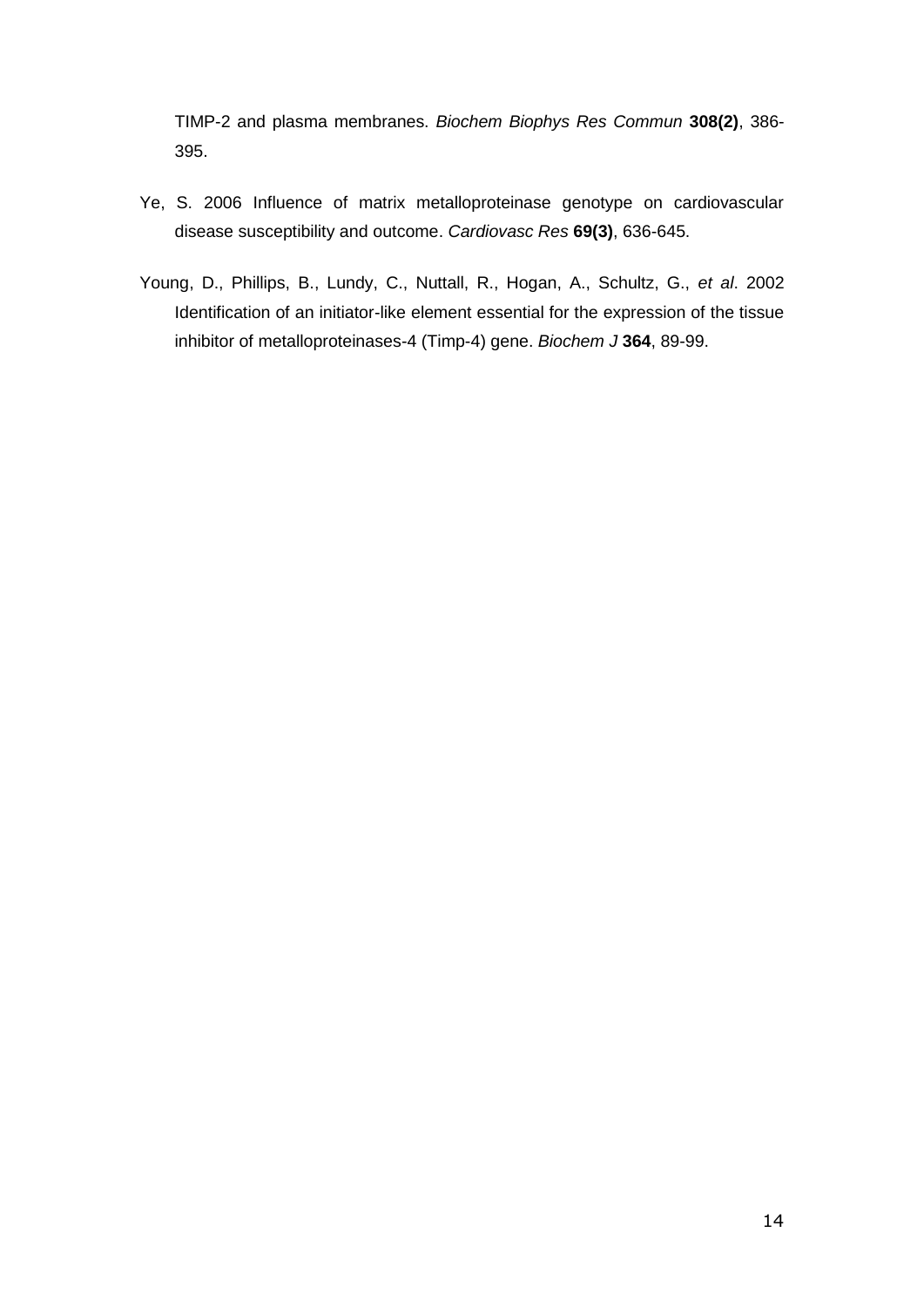TIMP-2 and plasma membranes. *Biochem Biophys Res Commun* **308(2)**, 386-395.

Ye, S. 2006 Influence of matrix metalloproteinase genotype on cardiovascular disease susceptibility and outcome. *Cardiovasc Res* **69(3)**, 636-645.

Young, D., Phillips, B., Lundy, C., Nuttall, R., Hogan, A., Schultz, G., *et al*. 2002 Identification of an initiator-like element essential for the expression of the tissue inhibitor of metalloproteinases-4 (Timp-4) gene. *Biochem J* **364**, 89-99.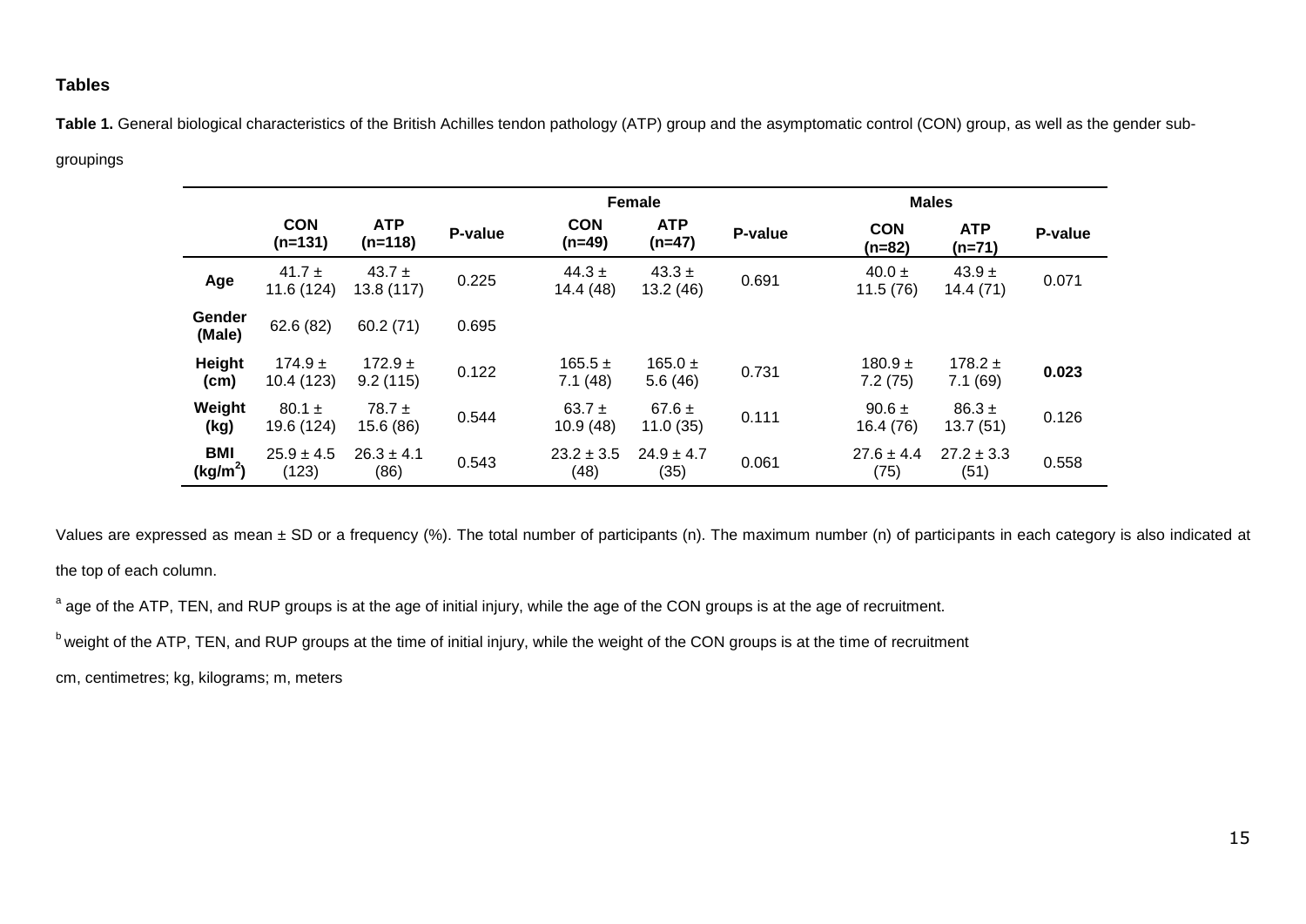## Tables

**Table 1.** General biological characteristics of the British Achilles tendon pathology (ATP) group and the asymptomatic control (CON) group, as well as the gender sub-groupings

| | | | | **Female** | | | **Males** | | |
|---|---|---|---|---|---|---|---|---|---|
| | **CON (n=131)** | **ATP (n=118)** | **P-value** | **CON (n=49)** | **ATP (n=47)** | **P-value** | **CON (n=82)** | **ATP (n=71)** | **P-value** |
| **Age** | 41.7 ± 11.6 (124) | 43.7 ± 13.8 (117) | 0.225 | 44.3 ± 14.4 (48) | 43.3 ± 13.2 (46) | 0.691 | 40.0 ± 11.5 (76) | 43.9 ± 14.4 (71) | 0.071 |
| **Gender (Male)** | 62.6 (82) | 60.2 (71) | 0.695 | | | | | | |
| **Height (cm)** | 174.9 ± 10.4 (123) | 172.9 ± 9.2 (115) | 0.122 | 165.5 ± 7.1 (48) | 165.0 ± 5.6 (46) | 0.731 | 180.9 ± 7.2 (75) | 178.2 ± 7.1 (69) | **0.023** |
| **Weight (kg)** | 80.1 ± 19.6 (124) | 78.7 ± 15.6 (86) | 0.544 | 63.7 ± 10.9 (48) | 67.6 ± 11.0 (35) | 0.111 | 90.6 ± 16.4 (76) | 86.3 ± 13.7 (51) | 0.126 |
| **BMI ($kg/m^2$)** | 25.9 ± 4.5 (123) | 26.3 ± 4.1 (86) | 0.543 | 23.2 ± 3.5 (48) | 24.9 ± 4.7 (35) | 0.061 | 27.6 ± 4.4 (75) | 27.2 ± 3.3 (51) | 0.558 |

Values are expressed as mean ± SD or a frequency (%). The total number of participants (n). The maximum number (n) of participants in each category is also indicated at the top of each column.

[a] age of the ATP, TEN, and RUP groups is at the age of initial injury, while the age of the CON groups is at the age of recruitment.

[b] weight of the ATP, TEN, and RUP groups at the time of initial injury, while the weight of the CON groups is at the time of recruitment

cm, centimetres; kg, kilograms; m, meters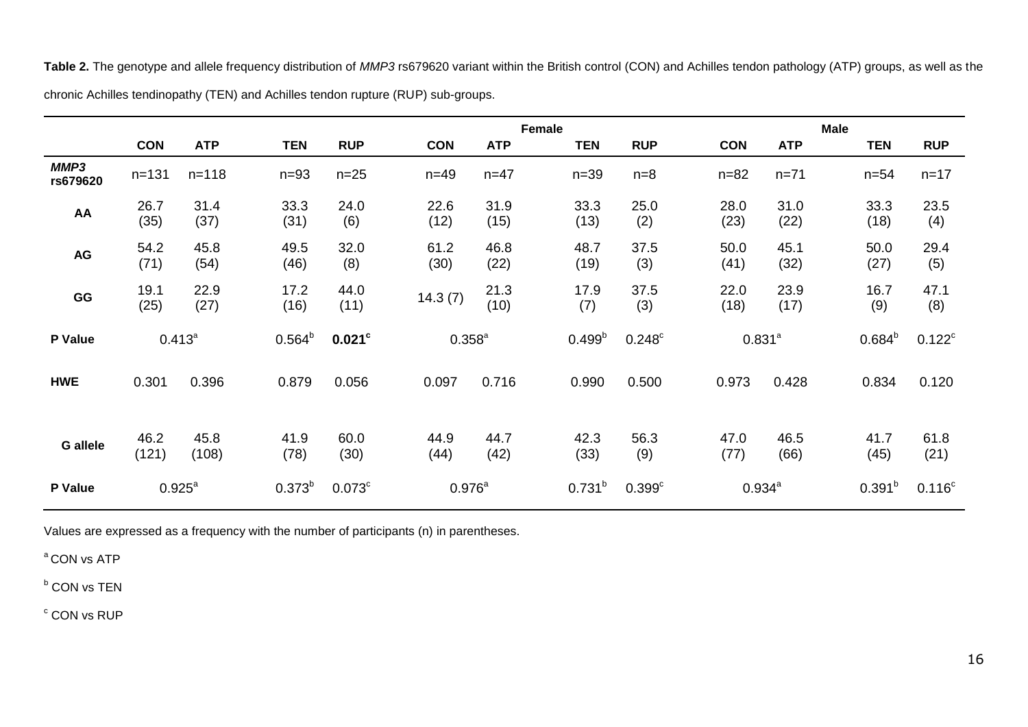**Table 2.** The genotype and allele frequency distribution of *MMP3* rs679620 variant within the British control (CON) and Achilles tendon pathology (ATP) groups, as well as the chronic Achilles tendinopathy (TEN) and Achilles tendon rupture (RUP) sub-groups.

| | | | | | Female | | | | Male | | | |
|---|---|---|---|---|---|---|---|---|---|---|---|---|
| | **CON** | **ATP** | **TEN** | **RUP** | **CON** | **ATP** | **TEN** | **RUP** | **CON** | **ATP** | **TEN** | **RUP** |
| ***MMP3* rs679620** | n=131 | n=118 | n=93 | n=25 | n=49 | n=47 | n=39 | n=8 | n=82 | n=71 | n=54 | n=17 |
| **AA** | 26.7 (35) | 31.4 (37) | 33.3 (31) | 24.0 (6) | 22.6 (12) | 31.9 (15) | 33.3 (13) | 25.0 (2) | 28.0 (23) | 31.0 (22) | 33.3 (18) | 23.5 (4) |
| **AG** | 54.2 (71) | 45.8 (54) | 49.5 (46) | 32.0 (8) | 61.2 (30) | 46.8 (22) | 48.7 (19) | 37.5 (3) | 50.0 (41) | 45.1 (32) | 50.0 (27) | 29.4 (5) |
| **GG** | 19.1 (25) | 22.9 (27) | 17.2 (16) | 44.0 (11) | 14.3 (7) | 21.3 (10) | 17.9 (7) | 37.5 (3) | 22.0 (18) | 23.9 (17) | 16.7 (9) | 47.1 (8) |
| **P Value** | 0.413[a] | | 0.564[b] | **0.021[c]** | 0.358[a] | | 0.499[b] | 0.248[c] | 0.831[a] | | 0.684[b] | 0.122[c] |
| **HWE** | 0.301 | 0.396 | 0.879 | 0.056 | 0.097 | 0.716 | 0.990 | 0.500 | 0.973 | 0.428 | 0.834 | 0.120 |
| **G allele** | 46.2 (121) | 45.8 (108) | 41.9 (78) | 60.0 (30) | 44.9 (44) | 44.7 (42) | 42.3 (33) | 56.3 (9) | 47.0 (77) | 46.5 (66) | 41.7 (45) | 61.8 (21) |
| **P Value** | 0.925[a] | | 0.373[b] | 0.073[c] | 0.976[a] | | 0.731[b] | 0.399[c] | 0.934[a] | | 0.391[b] | 0.116[c] |

Values are expressed as a frequency with the number of participants (n) in parentheses.

[a] CON vs ATP

[b] CON vs TEN

[c] CON vs RUP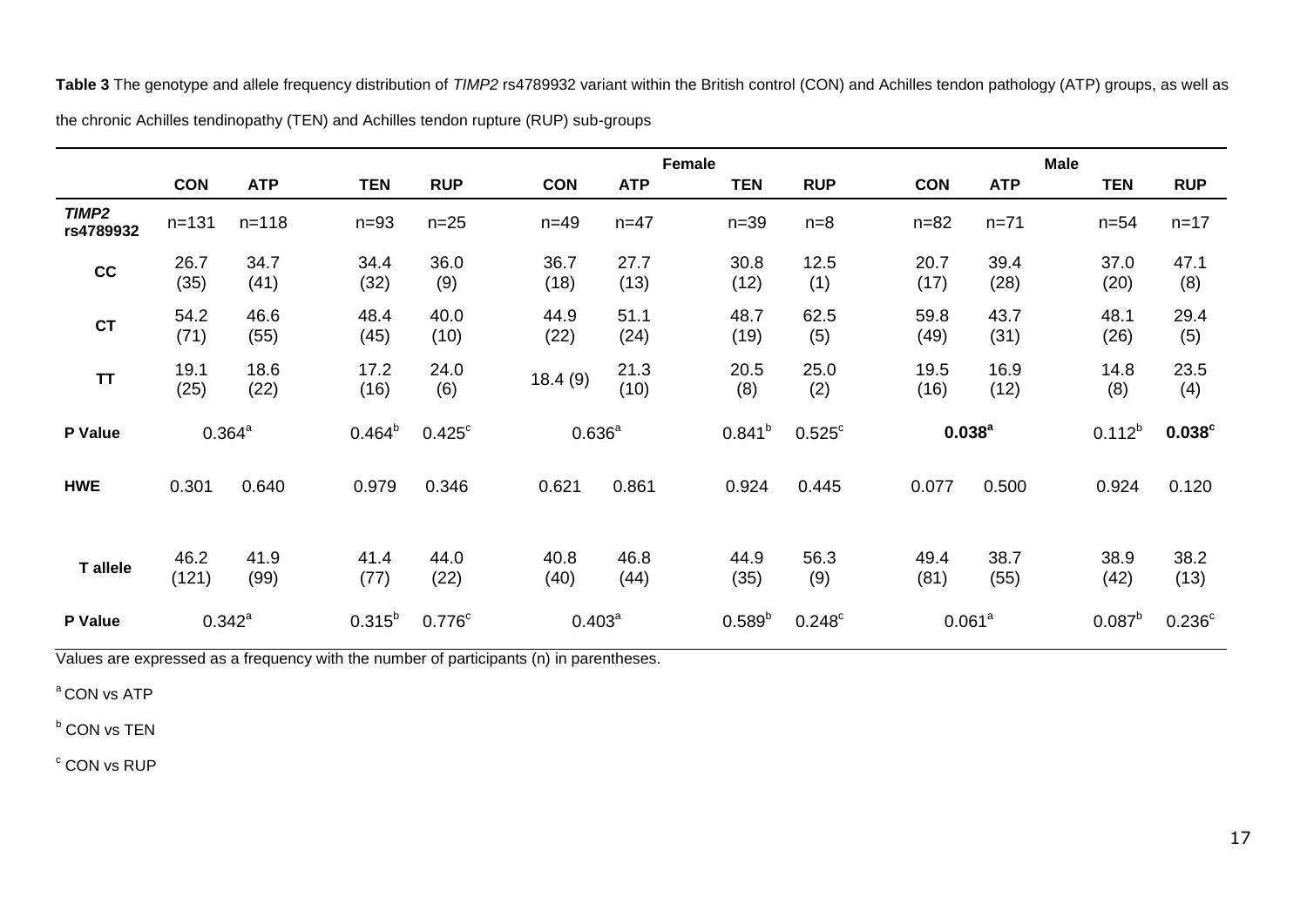**Table 3** The genotype and allele frequency distribution of *TIMP2* rs4789932 variant within the British control (CON) and Achilles tendon pathology (ATP) groups, as well as the chronic Achilles tendinopathy (TEN) and Achilles tendon rupture (RUP) sub-groups

| | | | | | Female | | | | Male | | | |
|---|---|---|---|---|---|---|---|---|---|---|---|---|
| | **CON** | **ATP** | **TEN** | **RUP** | **CON** | **ATP** | **TEN** | **RUP** | **CON** | **ATP** | **TEN** | **RUP** |
| ***TIMP2* rs4789932** | n=131 | n=118 | n=93 | n=25 | n=49 | n=47 | n=39 | n=8 | n=82 | n=71 | n=54 | n=17 |
| **CC** | 26.7 (35) | 34.7 (41) | 34.4 (32) | 36.0 (9) | 36.7 (18) | 27.7 (13) | 30.8 (12) | 12.5 (1) | 20.7 (17) | 39.4 (28) | 37.0 (20) | 47.1 (8) |
| **CT** | 54.2 (71) | 46.6 (55) | 48.4 (45) | 40.0 (10) | 44.9 (22) | 51.1 (24) | 48.7 (19) | 62.5 (5) | 59.8 (49) | 43.7 (31) | 48.1 (26) | 29.4 (5) |
| **TT** | 19.1 (25) | 18.6 (22) | 17.2 (16) | 24.0 (6) | 18.4 (9) | 21.3 (10) | 20.5 (8) | 25.0 (2) | 19.5 (16) | 16.9 (12) | 14.8 (8) | 23.5 (4) |
| **P Value** | 0.364[a] | | 0.464[b] | 0.425[c] | 0.636[a] | | 0.841[b] | 0.525[c] | **0.038[a]** | | 0.112[b] | **0.038[c]** |
| **HWE** | 0.301 | 0.640 | 0.979 | 0.346 | 0.621 | 0.861 | 0.924 | 0.445 | 0.077 | 0.500 | 0.924 | 0.120 |
| **T allele** | 46.2 (121) | 41.9 (99) | 41.4 (77) | 44.0 (22) | 40.8 (40) | 46.8 (44) | 44.9 (35) | 56.3 (9) | 49.4 (81) | 38.7 (55) | 38.9 (42) | 38.2 (13) |
| **P Value** | 0.342[a] | | 0.315[b] | 0.776[c] | 0.403[a] | | 0.589[b] | 0.248[c] | 0.061[a] | | 0.087[b] | 0.236[c] |

Values are expressed as a frequency with the number of participants (n) in parentheses.

[a] CON vs ATP

[b] CON vs TEN

[c] CON vs RUP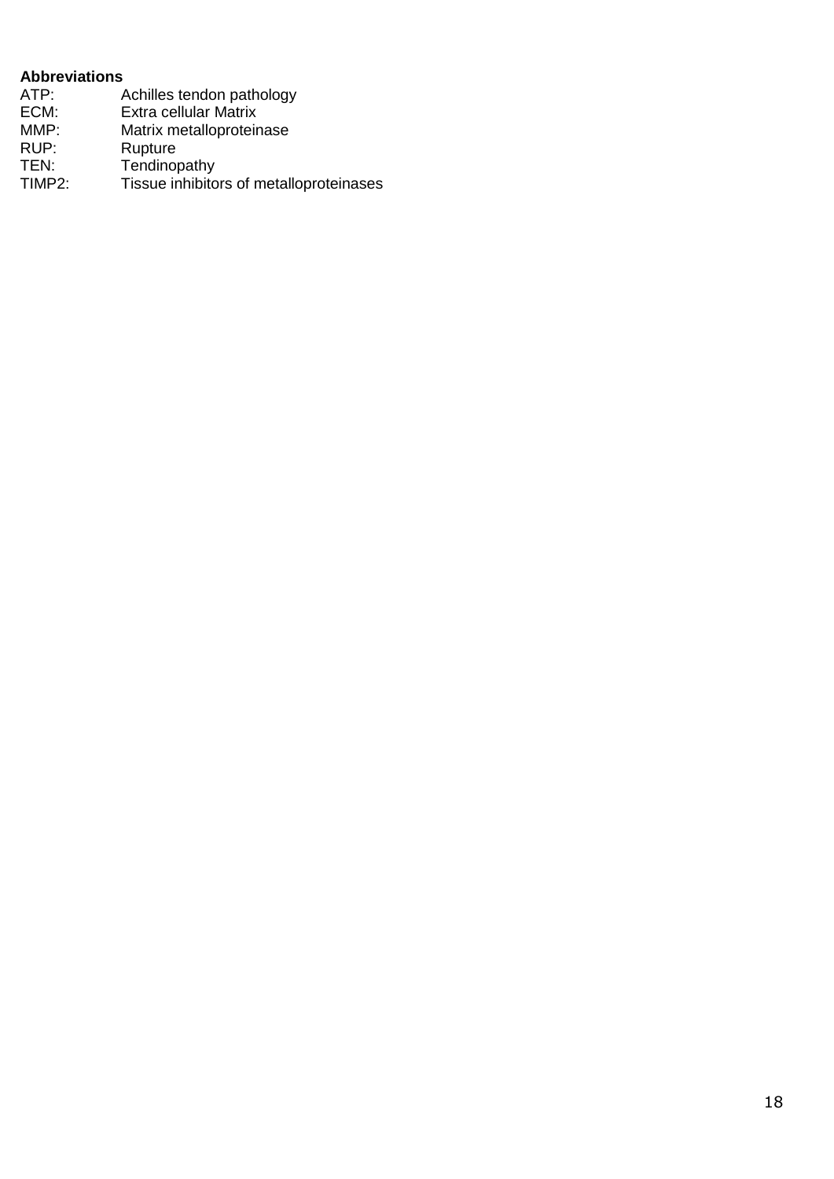**Abbreviations**

ATP: Achilles tendon pathology
ECM: Extra cellular Matrix
MMP: Matrix metalloproteinase
RUP: Rupture
TEN: Tendinopathy
TIMP2: Tissue inhibitors of metalloproteinases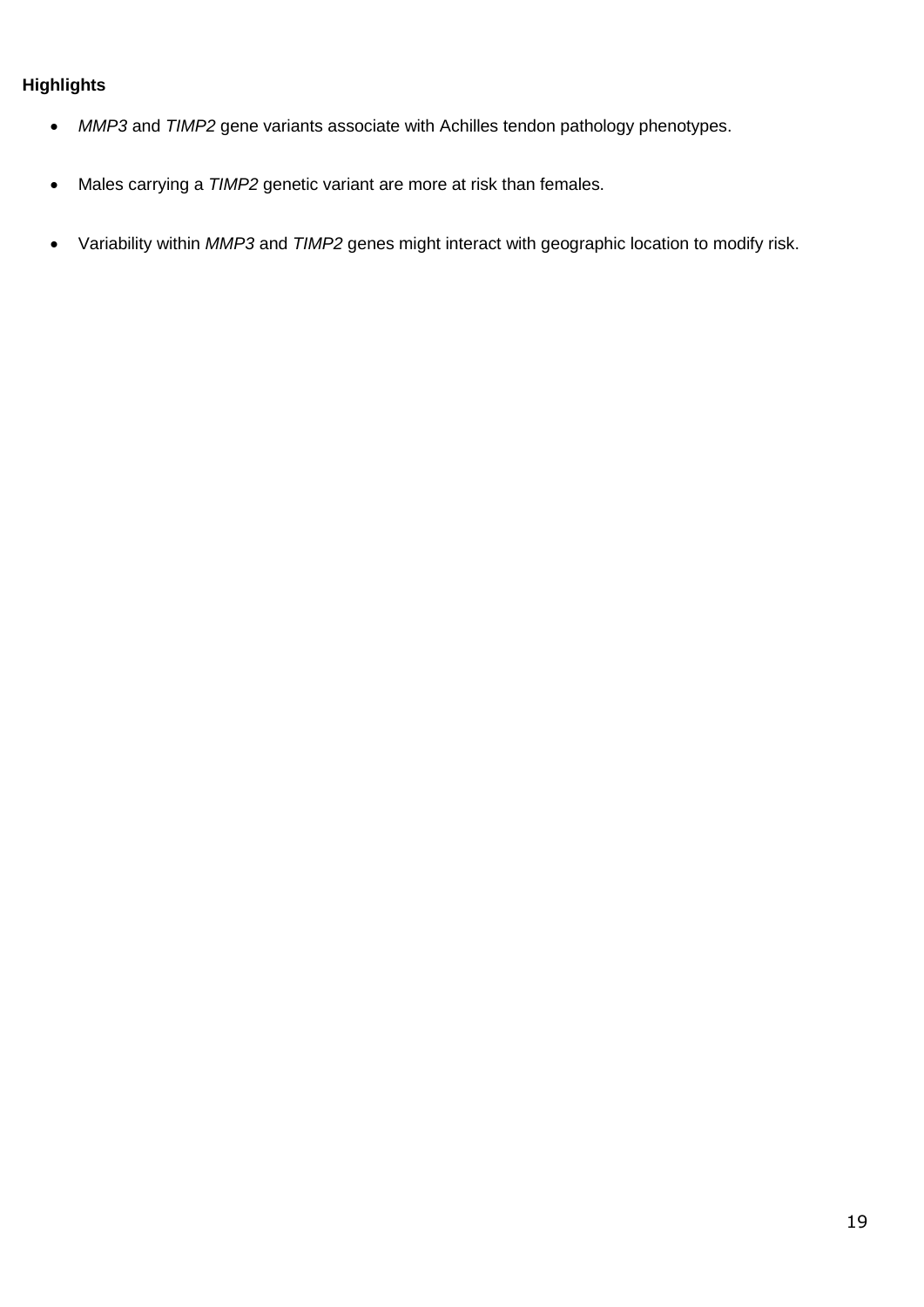**Highlights**

- *MMP3* and *TIMP2* gene variants associate with Achilles tendon pathology phenotypes.
- Males carrying a *TIMP2* genetic variant are more at risk than females.
- Variability within *MMP3* and *TIMP2* genes might interact with geographic location to modify risk.